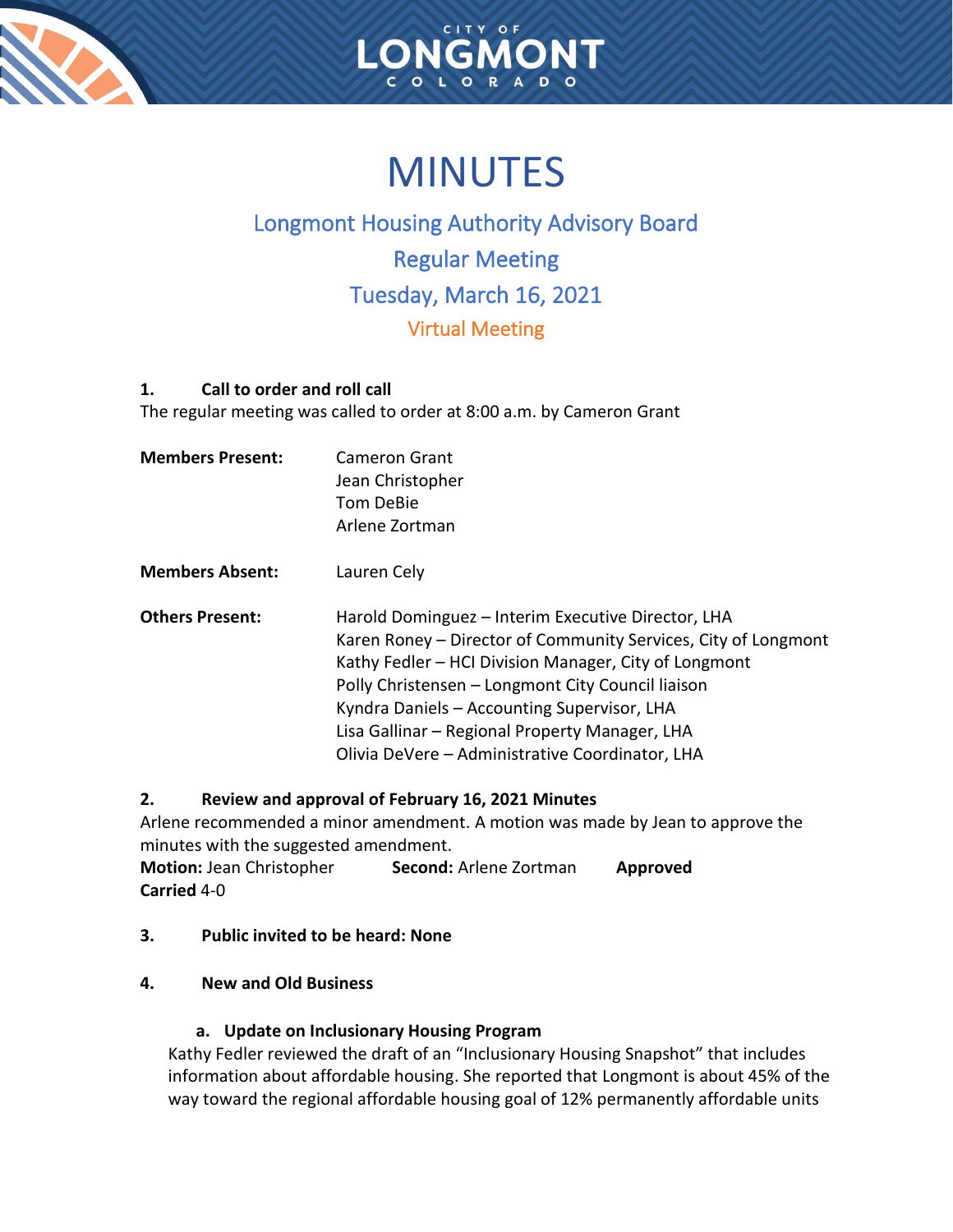# MINUTES

## Longmont Housing Authority Advisory Board

## Regular Meeting

## Tuesday, March 16, 2021

### Virtual Meeting

**1. Call to order and roll call**

The regular meeting was called to order at 8:00 a.m. by Cameron Grant

**Members Present:**
Cameron Grant
Jean Christopher
Tom DeBie
Arlene Zortman

**Members Absent:** Lauren Cely

**Others Present:**
Harold Dominguez – Interim Executive Director, LHA
Karen Roney – Director of Community Services, City of Longmont
Kathy Fedler – HCI Division Manager, City of Longmont
Polly Christensen – Longmont City Council liaison
Kyndra Daniels – Accounting Supervisor, LHA
Lisa Gallinar – Regional Property Manager, LHA
Olivia DeVere – Administrative Coordinator, LHA

**2. Review and approval of February 16, 2021 Minutes**

Arlene recommended a minor amendment. A motion was made by Jean to approve the minutes with the suggested amendment.

**Motion:** Jean Christopher **Second:** Arlene Zortman **Approved**
**Carried** 4-0

**3. Public invited to be heard: None**

**4. New and Old Business**

**a. Update on Inclusionary Housing Program**

Kathy Fedler reviewed the draft of an "Inclusionary Housing Snapshot" that includes information about affordable housing. She reported that Longmont is about 45% of the way toward the regional affordable housing goal of 12% permanently affordable units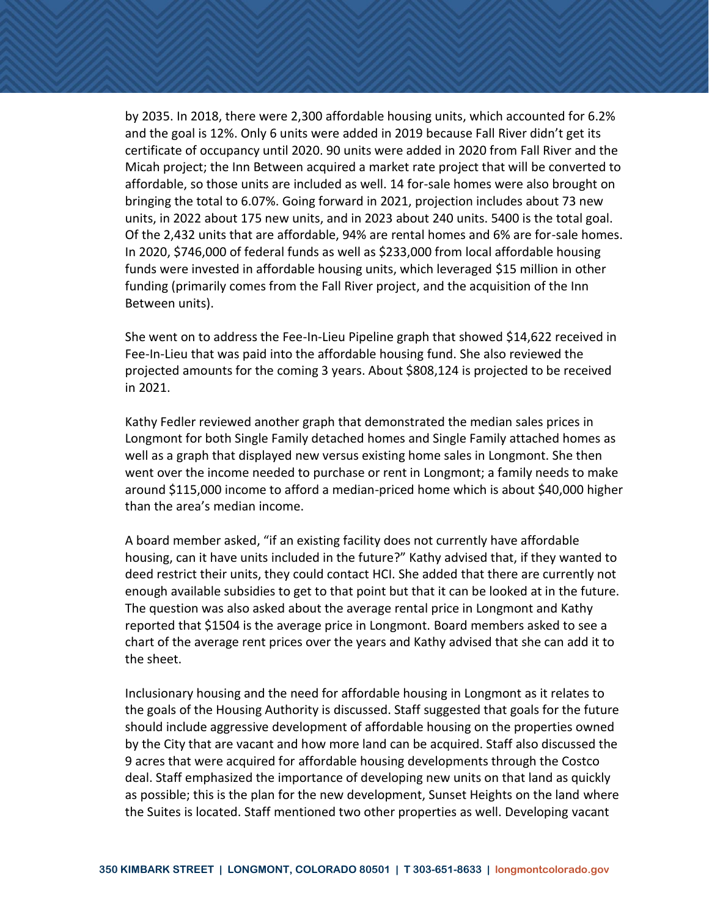by 2035. In 2018, there were 2,300 affordable housing units, which accounted for 6.2% and the goal is 12%. Only 6 units were added in 2019 because Fall River didn't get its certificate of occupancy until 2020. 90 units were added in 2020 from Fall River and the Micah project; the Inn Between acquired a market rate project that will be converted to affordable, so those units are included as well. 14 for-sale homes were also brought on bringing the total to 6.07%. Going forward in 2021, projection includes about 73 new units, in 2022 about 175 new units, and in 2023 about 240 units. 5400 is the total goal. Of the 2,432 units that are affordable, 94% are rental homes and 6% are for-sale homes. In 2020, $746,000 of federal funds as well as $233,000 from local affordable housing funds were invested in affordable housing units, which leveraged $15 million in other funding (primarily comes from the Fall River project, and the acquisition of the Inn Between units).

She went on to address the Fee-In-Lieu Pipeline graph that showed $14,622 received in Fee-In-Lieu that was paid into the affordable housing fund. She also reviewed the projected amounts for the coming 3 years. About $808,124 is projected to be received in 2021.

Kathy Fedler reviewed another graph that demonstrated the median sales prices in Longmont for both Single Family detached homes and Single Family attached homes as well as a graph that displayed new versus existing home sales in Longmont. She then went over the income needed to purchase or rent in Longmont; a family needs to make around $115,000 income to afford a median-priced home which is about $40,000 higher than the area's median income.

A board member asked, "if an existing facility does not currently have affordable housing, can it have units included in the future?" Kathy advised that, if they wanted to deed restrict their units, they could contact HCI. She added that there are currently not enough available subsidies to get to that point but that it can be looked at in the future. The question was also asked about the average rental price in Longmont and Kathy reported that $1504 is the average price in Longmont. Board members asked to see a chart of the average rent prices over the years and Kathy advised that she can add it to the sheet.

Inclusionary housing and the need for affordable housing in Longmont as it relates to the goals of the Housing Authority is discussed. Staff suggested that goals for the future should include aggressive development of affordable housing on the properties owned by the City that are vacant and how more land can be acquired. Staff also discussed the 9 acres that were acquired for affordable housing developments through the Costco deal. Staff emphasized the importance of developing new units on that land as quickly as possible; this is the plan for the new development, Sunset Heights on the land where the Suites is located. Staff mentioned two other properties as well. Developing vacant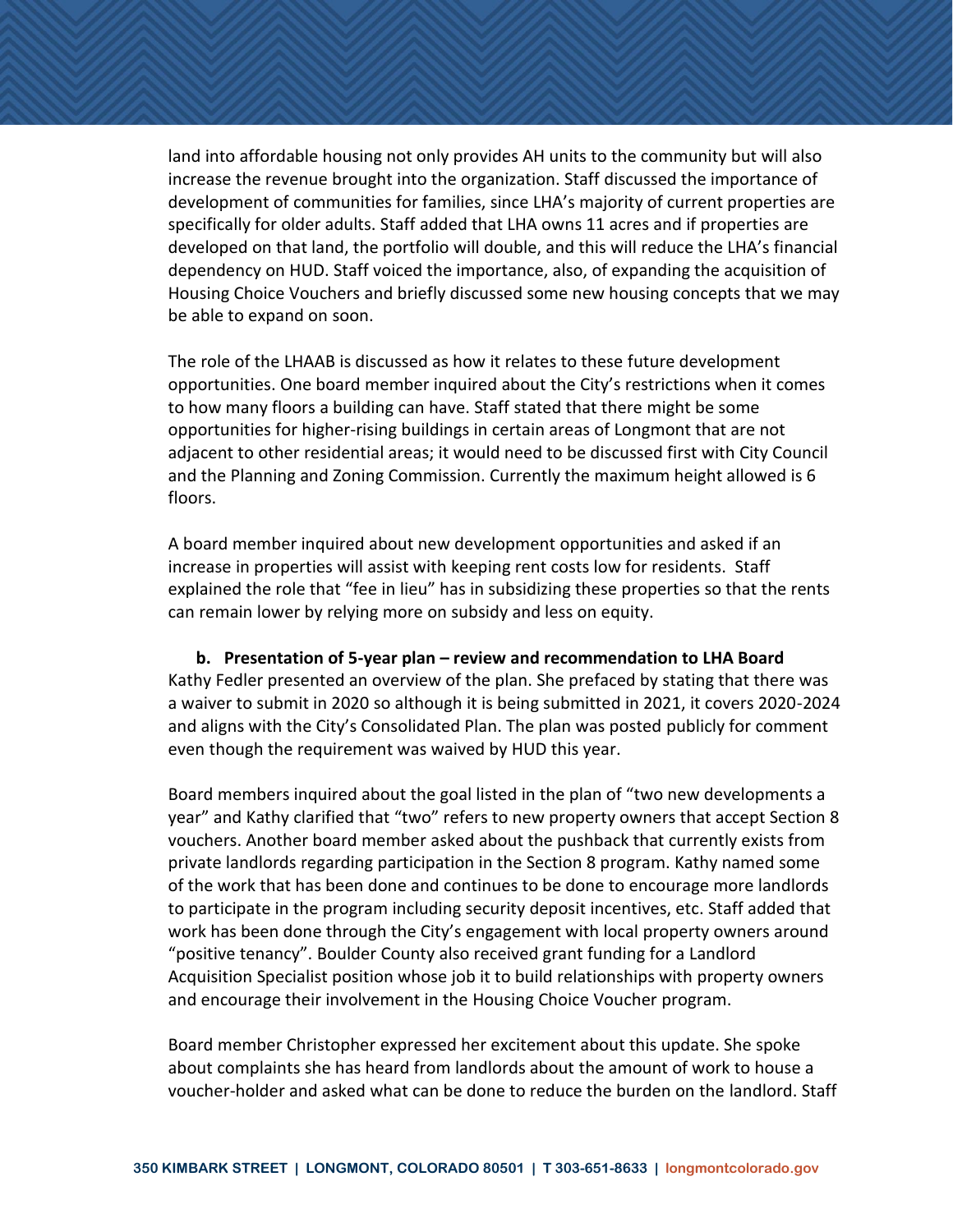land into affordable housing not only provides AH units to the community but will also increase the revenue brought into the organization. Staff discussed the importance of development of communities for families, since LHA's majority of current properties are specifically for older adults. Staff added that LHA owns 11 acres and if properties are developed on that land, the portfolio will double, and this will reduce the LHA's financial dependency on HUD. Staff voiced the importance, also, of expanding the acquisition of Housing Choice Vouchers and briefly discussed some new housing concepts that we may be able to expand on soon.

The role of the LHAAB is discussed as how it relates to these future development opportunities. One board member inquired about the City's restrictions when it comes to how many floors a building can have. Staff stated that there might be some opportunities for higher-rising buildings in certain areas of Longmont that are not adjacent to other residential areas; it would need to be discussed first with City Council and the Planning and Zoning Commission. Currently the maximum height allowed is 6 floors.

A board member inquired about new development opportunities and asked if an increase in properties will assist with keeping rent costs low for residents. Staff explained the role that "fee in lieu" has in subsidizing these properties so that the rents can remain lower by relying more on subsidy and less on equity.

**b. Presentation of 5-year plan – review and recommendation to LHA Board**

Kathy Fedler presented an overview of the plan. She prefaced by stating that there was a waiver to submit in 2020 so although it is being submitted in 2021, it covers 2020-2024 and aligns with the City's Consolidated Plan. The plan was posted publicly for comment even though the requirement was waived by HUD this year.

Board members inquired about the goal listed in the plan of "two new developments a year" and Kathy clarified that "two" refers to new property owners that accept Section 8 vouchers. Another board member asked about the pushback that currently exists from private landlords regarding participation in the Section 8 program. Kathy named some of the work that has been done and continues to be done to encourage more landlords to participate in the program including security deposit incentives, etc. Staff added that work has been done through the City's engagement with local property owners around "positive tenancy". Boulder County also received grant funding for a Landlord Acquisition Specialist position whose job it to build relationships with property owners and encourage their involvement in the Housing Choice Voucher program.

Board member Christopher expressed her excitement about this update. She spoke about complaints she has heard from landlords about the amount of work to house a voucher-holder and asked what can be done to reduce the burden on the landlord. Staff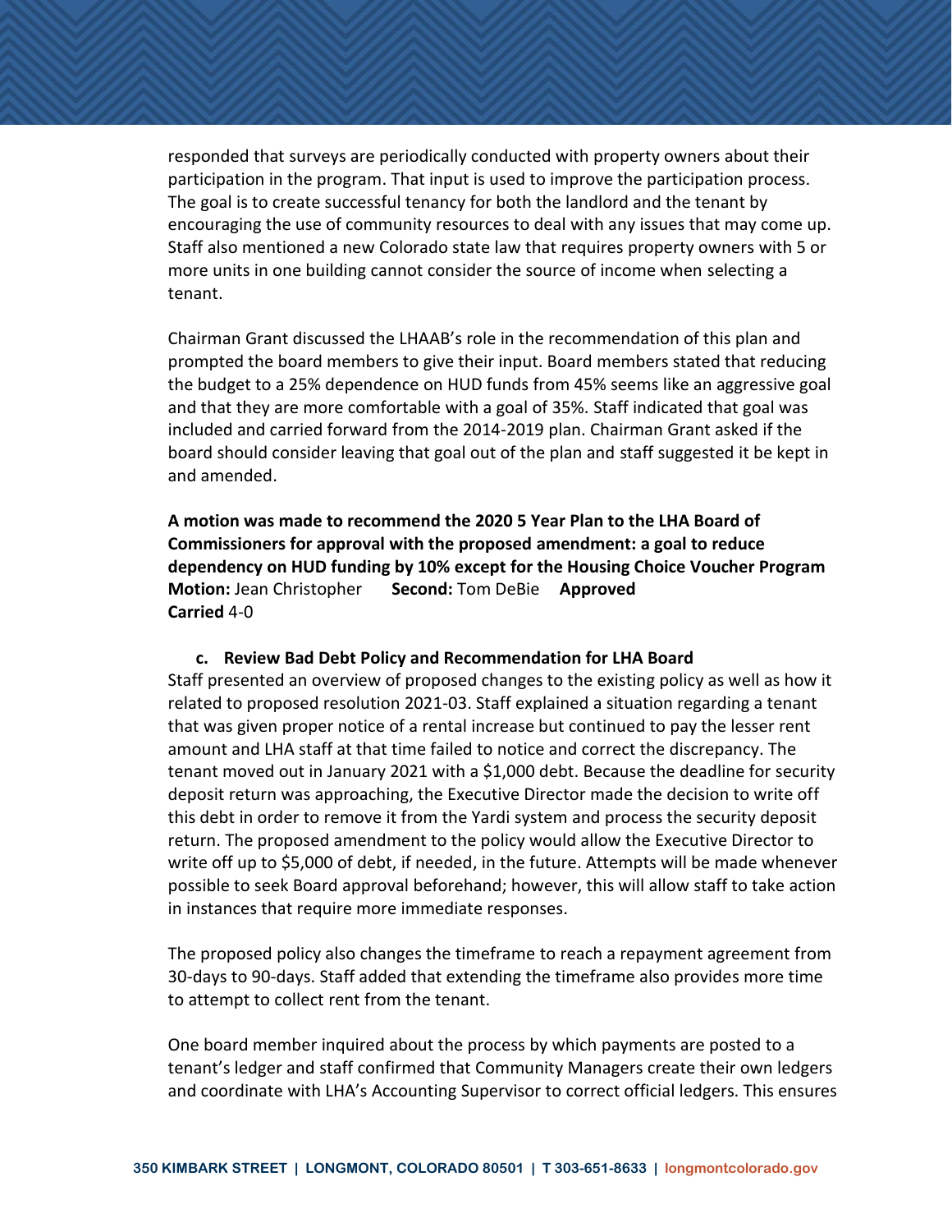responded that surveys are periodically conducted with property owners about their participation in the program. That input is used to improve the participation process. The goal is to create successful tenancy for both the landlord and the tenant by encouraging the use of community resources to deal with any issues that may come up. Staff also mentioned a new Colorado state law that requires property owners with 5 or more units in one building cannot consider the source of income when selecting a tenant.

Chairman Grant discussed the LHAAB's role in the recommendation of this plan and prompted the board members to give their input. Board members stated that reducing the budget to a 25% dependence on HUD funds from 45% seems like an aggressive goal and that they are more comfortable with a goal of 35%. Staff indicated that goal was included and carried forward from the 2014-2019 plan. Chairman Grant asked if the board should consider leaving that goal out of the plan and staff suggested it be kept in and amended.

**A motion was made to recommend the 2020 5 Year Plan to the LHA Board of Commissioners for approval with the proposed amendment: a goal to reduce dependency on HUD funding by 10% except for the Housing Choice Voucher Program**
**Motion:** Jean Christopher **Second:** Tom DeBie **Approved**
**Carried** 4-0

**c. Review Bad Debt Policy and Recommendation for LHA Board**

Staff presented an overview of proposed changes to the existing policy as well as how it related to proposed resolution 2021-03. Staff explained a situation regarding a tenant that was given proper notice of a rental increase but continued to pay the lesser rent amount and LHA staff at that time failed to notice and correct the discrepancy. The tenant moved out in January 2021 with a $1,000 debt. Because the deadline for security deposit return was approaching, the Executive Director made the decision to write off this debt in order to remove it from the Yardi system and process the security deposit return. The proposed amendment to the policy would allow the Executive Director to write off up to $5,000 of debt, if needed, in the future. Attempts will be made whenever possible to seek Board approval beforehand; however, this will allow staff to take action in instances that require more immediate responses.

The proposed policy also changes the timeframe to reach a repayment agreement from 30-days to 90-days. Staff added that extending the timeframe also provides more time to attempt to collect rent from the tenant.

One board member inquired about the process by which payments are posted to a tenant's ledger and staff confirmed that Community Managers create their own ledgers and coordinate with LHA's Accounting Supervisor to correct official ledgers. This ensures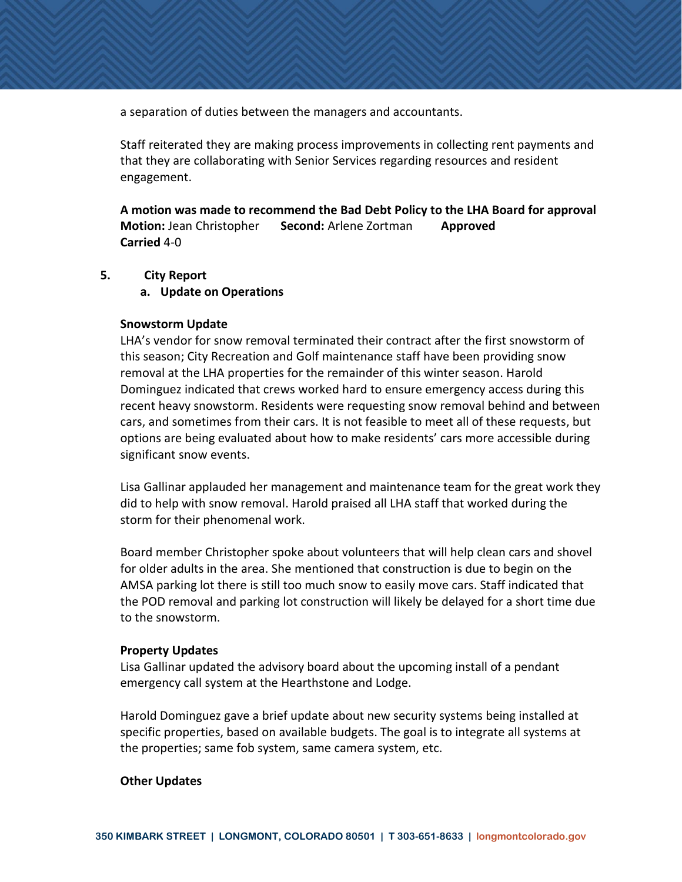a separation of duties between the managers and accountants.

Staff reiterated they are making process improvements in collecting rent payments and that they are collaborating with Senior Services regarding resources and resident engagement.

**A motion was made to recommend the Bad Debt Policy to the LHA Board for approval**
**Motion:** Jean Christopher **Second:** Arlene Zortman **Approved**
**Carried** 4-0

5. **City Report**
   a. **Update on Operations**

**Snowstorm Update**
LHA's vendor for snow removal terminated their contract after the first snowstorm of this season; City Recreation and Golf maintenance staff have been providing snow removal at the LHA properties for the remainder of this winter season. Harold Dominguez indicated that crews worked hard to ensure emergency access during this recent heavy snowstorm. Residents were requesting snow removal behind and between cars, and sometimes from their cars. It is not feasible to meet all of these requests, but options are being evaluated about how to make residents' cars more accessible during significant snow events.

Lisa Gallinar applauded her management and maintenance team for the great work they did to help with snow removal. Harold praised all LHA staff that worked during the storm for their phenomenal work.

Board member Christopher spoke about volunteers that will help clean cars and shovel for older adults in the area. She mentioned that construction is due to begin on the AMSA parking lot there is still too much snow to easily move cars. Staff indicated that the POD removal and parking lot construction will likely be delayed for a short time due to the snowstorm.

**Property Updates**
Lisa Gallinar updated the advisory board about the upcoming install of a pendant emergency call system at the Hearthstone and Lodge.

Harold Dominguez gave a brief update about new security systems being installed at specific properties, based on available budgets. The goal is to integrate all systems at the properties; same fob system, same camera system, etc.

**Other Updates**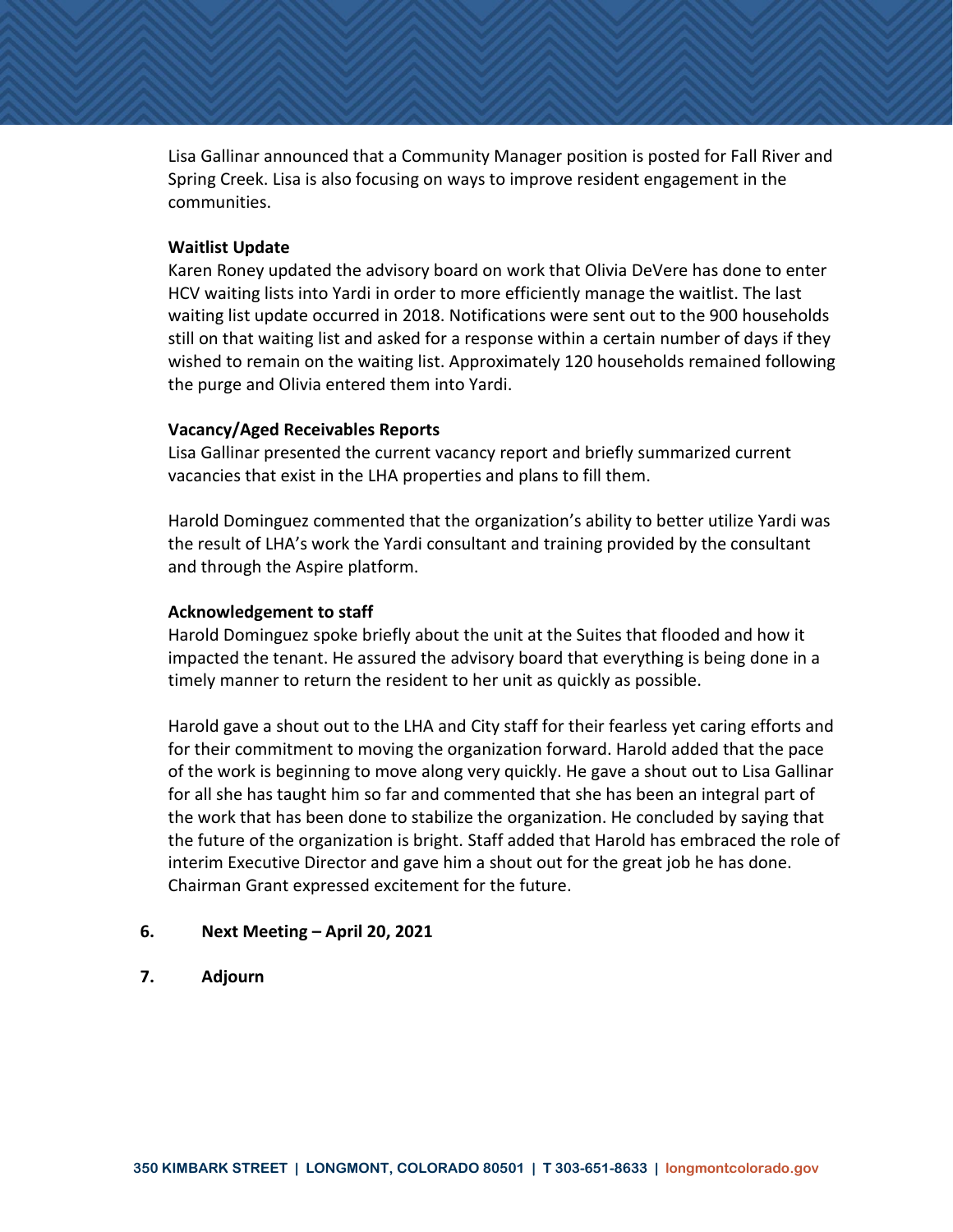Lisa Gallinar announced that a Community Manager position is posted for Fall River and Spring Creek. Lisa is also focusing on ways to improve resident engagement in the communities.

**Waitlist Update**

Karen Roney updated the advisory board on work that Olivia DeVere has done to enter HCV waiting lists into Yardi in order to more efficiently manage the waitlist. The last waiting list update occurred in 2018. Notifications were sent out to the 900 households still on that waiting list and asked for a response within a certain number of days if they wished to remain on the waiting list. Approximately 120 households remained following the purge and Olivia entered them into Yardi.

**Vacancy/Aged Receivables Reports**

Lisa Gallinar presented the current vacancy report and briefly summarized current vacancies that exist in the LHA properties and plans to fill them.

Harold Dominguez commented that the organization's ability to better utilize Yardi was the result of LHA's work the Yardi consultant and training provided by the consultant and through the Aspire platform.

**Acknowledgement to staff**

Harold Dominguez spoke briefly about the unit at the Suites that flooded and how it impacted the tenant. He assured the advisory board that everything is being done in a timely manner to return the resident to her unit as quickly as possible.

Harold gave a shout out to the LHA and City staff for their fearless yet caring efforts and for their commitment to moving the organization forward. Harold added that the pace of the work is beginning to move along very quickly. He gave a shout out to Lisa Gallinar for all she has taught him so far and commented that she has been an integral part of the work that has been done to stabilize the organization. He concluded by saying that the future of the organization is bright. Staff added that Harold has embraced the role of interim Executive Director and gave him a shout out for the great job he has done. Chairman Grant expressed excitement for the future.

**6. Next Meeting – April 20, 2021**

**7. Adjourn**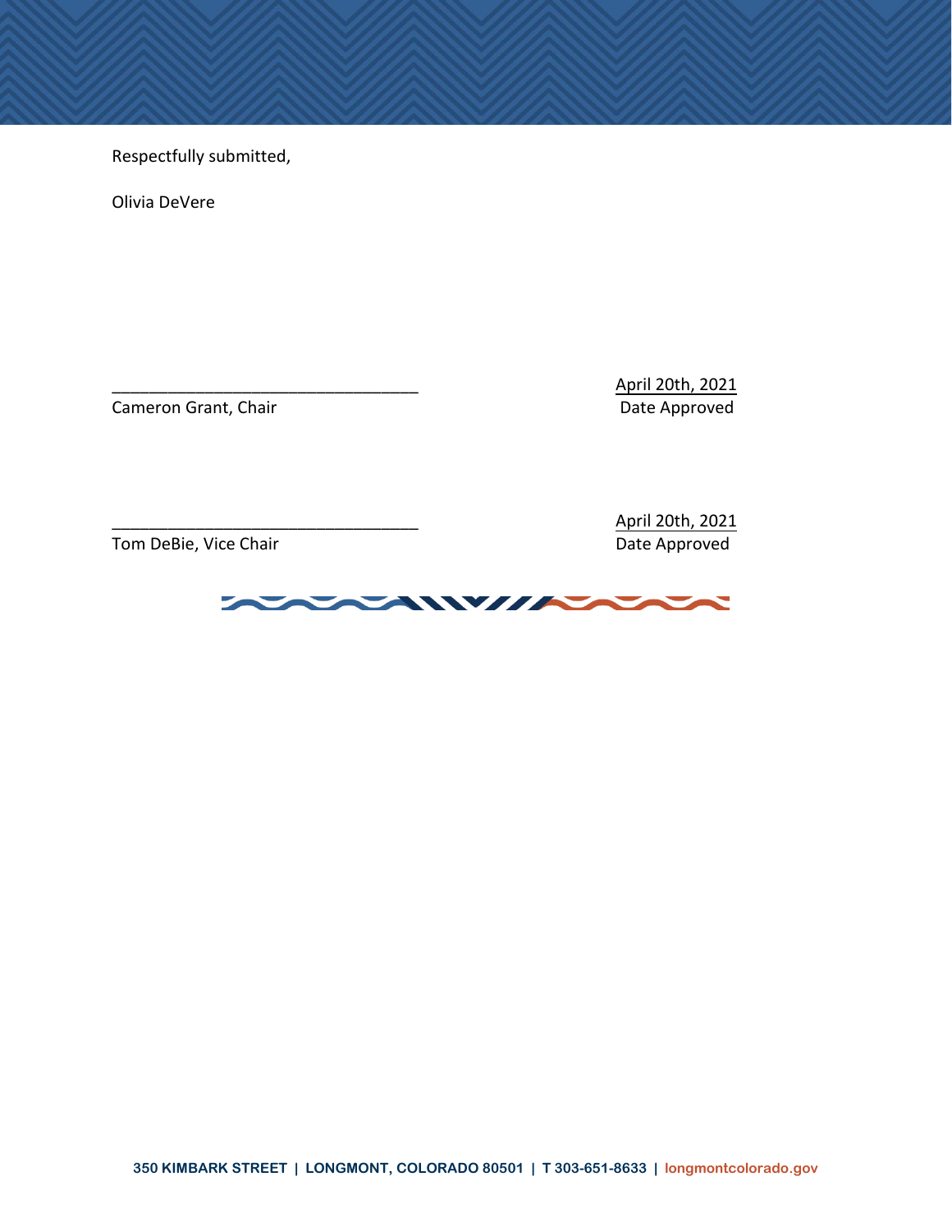Respectfully submitted,

Olivia DeVere

_________________________________ April 20th, 2021

Cameron Grant, Chair Date Approved

_________________________________ April 20th, 2021

Tom DeBie, Vice Chair Date Approved

**350 KIMBARK STREET | LONGMONT, COLORADO 80501 | T 303-651-8633 | longmontcolorado.gov**